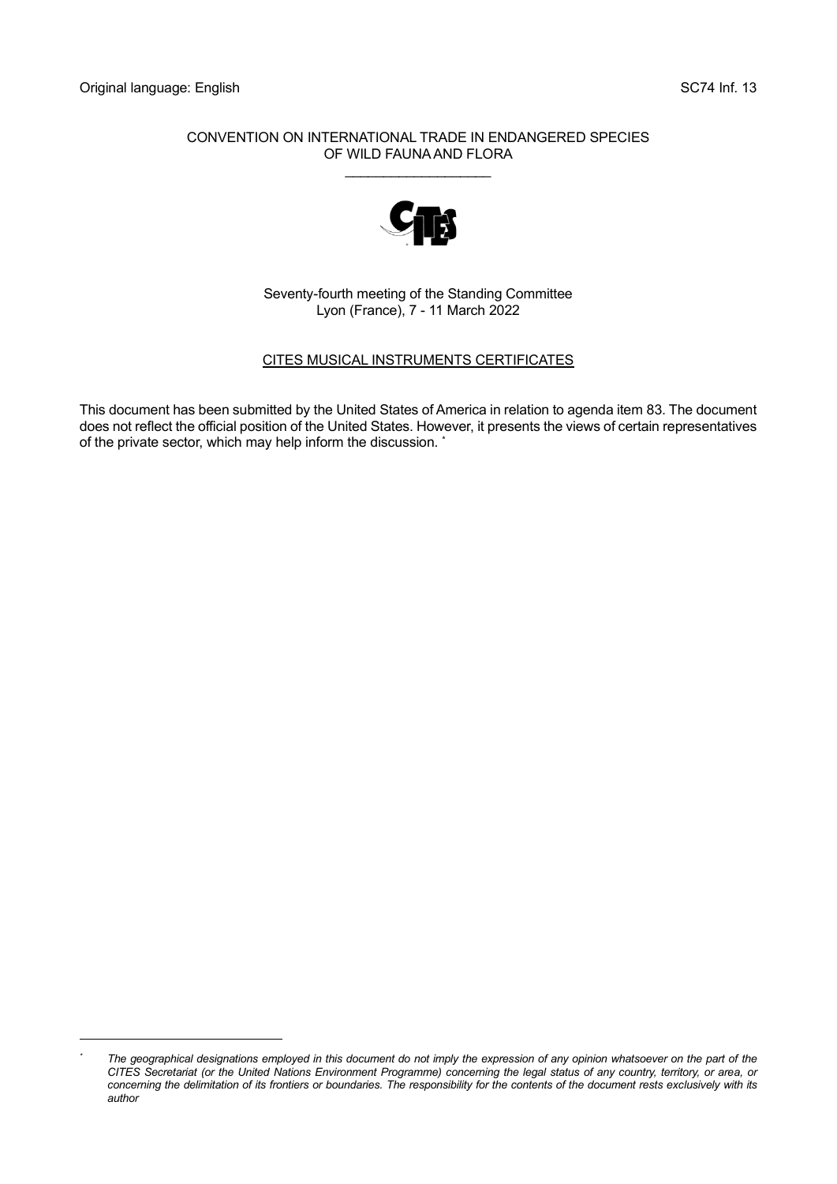Original language: English SC74 Inf. 13

CONVENTION ON INTERNATIONAL TRADE IN ENDANGERED SPECIES OF WILD FAUNA AND FLORA

\_\_\_\_\_\_\_\_\_\_\_\_\_\_\_\_\_\_\_

Seventy-fourth meeting of the Standing Committee
Lyon (France), 7 - 11 March 2022

## CITES MUSICAL INSTRUMENTS CERTIFICATES

This document has been submitted by the United States of America in relation to agenda item 83. The document does not reflect the official position of the United States. However, it presents the views of certain representatives of the private sector, which may help inform the discussion. *

---

* *The geographical designations employed in this document do not imply the expression of any opinion whatsoever on the part of the CITES Secretariat (or the United Nations Environment Programme) concerning the legal status of any country, territory, or area, or concerning the delimitation of its frontiers or boundaries. The responsibility for the contents of the document rests exclusively with its author*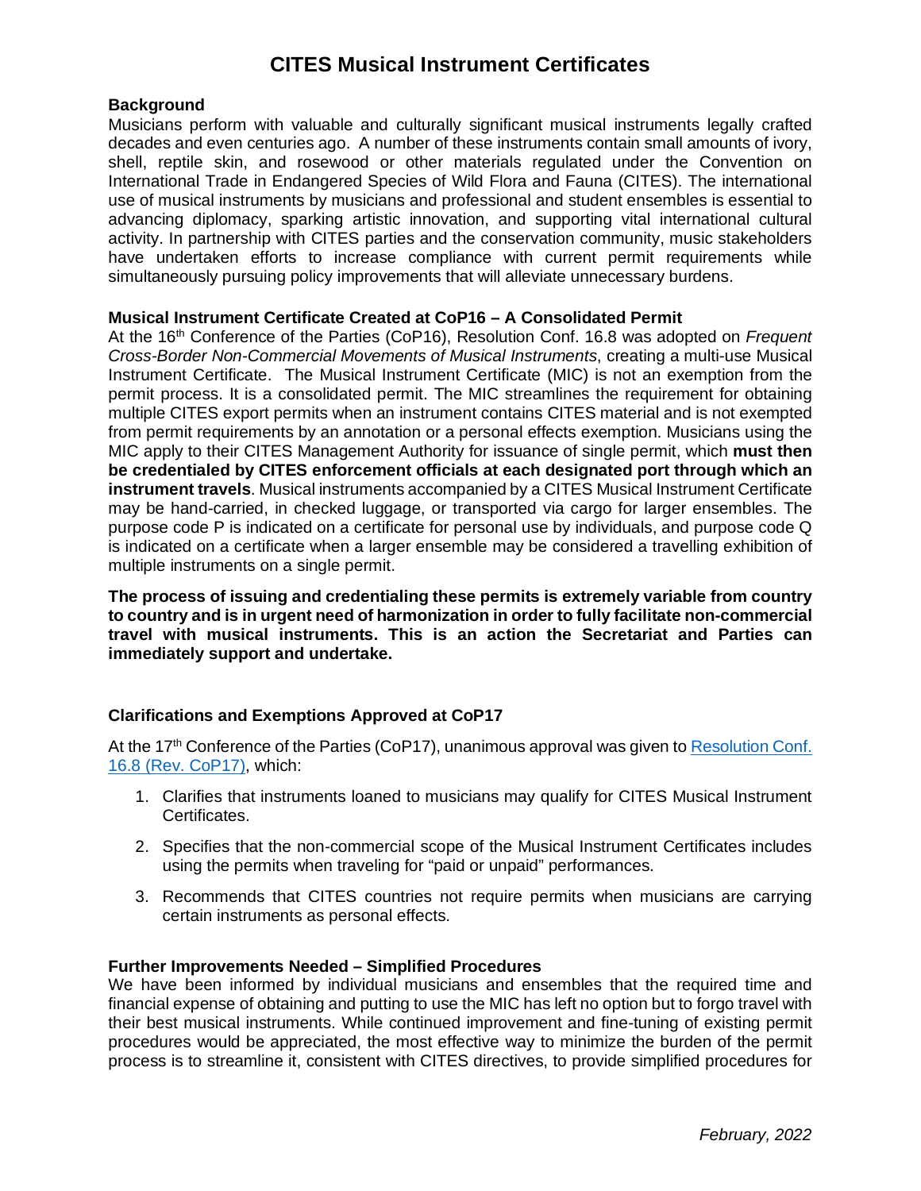# CITES Musical Instrument Certificates

**Background**

Musicians perform with valuable and culturally significant musical instruments legally crafted decades and even centuries ago. A number of these instruments contain small amounts of ivory, shell, reptile skin, and rosewood or other materials regulated under the Convention on International Trade in Endangered Species of Wild Flora and Fauna (CITES). The international use of musical instruments by musicians and professional and student ensembles is essential to advancing diplomacy, sparking artistic innovation, and supporting vital international cultural activity. In partnership with CITES parties and the conservation community, music stakeholders have undertaken efforts to increase compliance with current permit requirements while simultaneously pursuing policy improvements that will alleviate unnecessary burdens.

**Musical Instrument Certificate Created at CoP16 – A Consolidated Permit**

At the 16th Conference of the Parties (CoP16), Resolution Conf. 16.8 was adopted on *Frequent Cross-Border Non-Commercial Movements of Musical Instruments*, creating a multi-use Musical Instrument Certificate. The Musical Instrument Certificate (MIC) is not an exemption from the permit process. It is a consolidated permit. The MIC streamlines the requirement for obtaining multiple CITES export permits when an instrument contains CITES material and is not exempted from permit requirements by an annotation or a personal effects exemption. Musicians using the MIC apply to their CITES Management Authority for issuance of single permit, which **must then be credentialed by CITES enforcement officials at each designated port through which an instrument travels**. Musical instruments accompanied by a CITES Musical Instrument Certificate may be hand-carried, in checked luggage, or transported via cargo for larger ensembles. The purpose code P is indicated on a certificate for personal use by individuals, and purpose code Q is indicated on a certificate when a larger ensemble may be considered a travelling exhibition of multiple instruments on a single permit.

**The process of issuing and credentialing these permits is extremely variable from country to country and is in urgent need of harmonization in order to fully facilitate non-commercial travel with musical instruments. This is an action the Secretariat and Parties can immediately support and undertake.**

**Clarifications and Exemptions Approved at CoP17**

At the 17th Conference of the Parties (CoP17), unanimous approval was given to Resolution Conf. 16.8 (Rev. CoP17), which:

1. Clarifies that instruments loaned to musicians may qualify for CITES Musical Instrument Certificates.
2. Specifies that the non-commercial scope of the Musical Instrument Certificates includes using the permits when traveling for "paid or unpaid" performances.
3. Recommends that CITES countries not require permits when musicians are carrying certain instruments as personal effects.

**Further Improvements Needed – Simplified Procedures**

We have been informed by individual musicians and ensembles that the required time and financial expense of obtaining and putting to use the MIC has left no option but to forgo travel with their best musical instruments. While continued improvement and fine-tuning of existing permit procedures would be appreciated, the most effective way to minimize the burden of the permit process is to streamline it, consistent with CITES directives, to provide simplified procedures for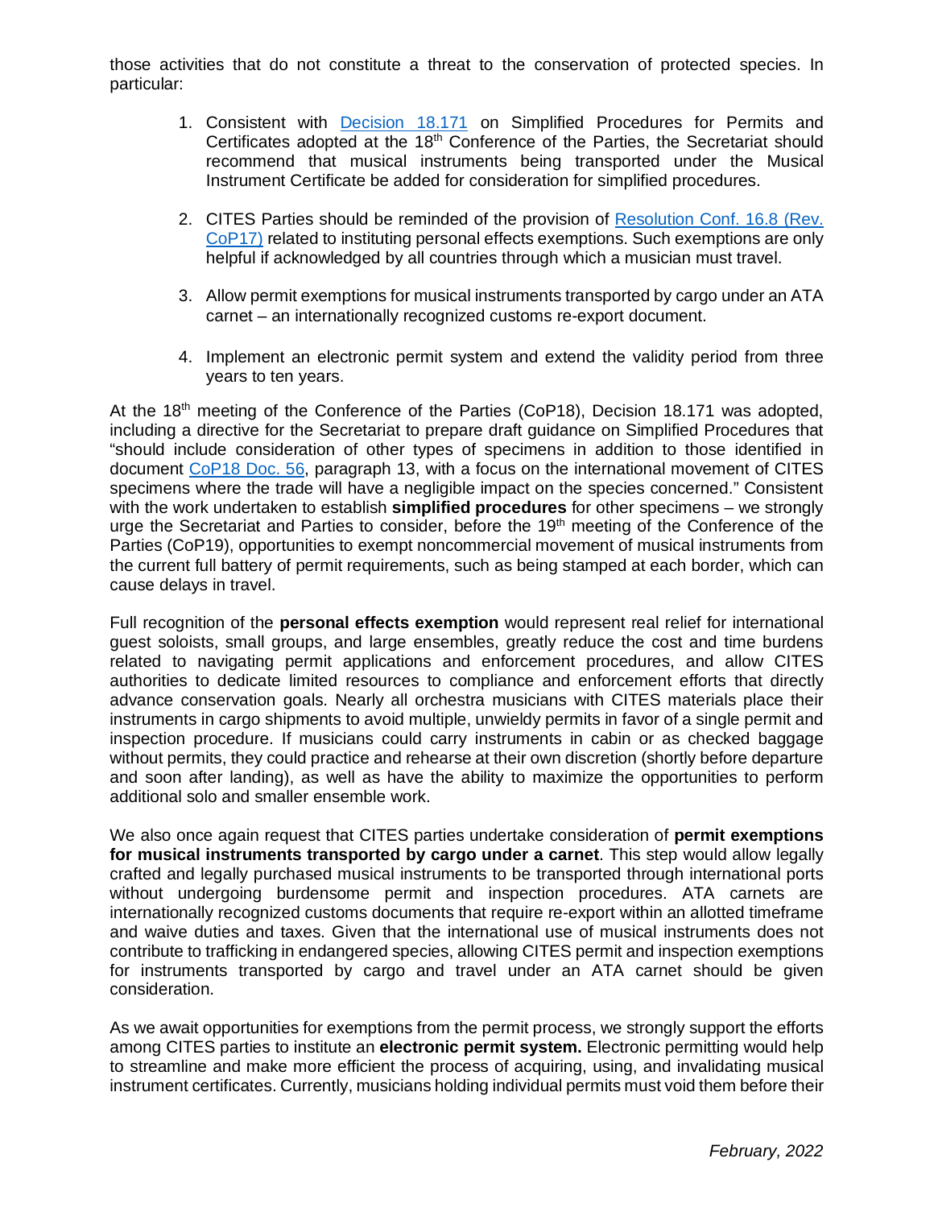those activities that do not constitute a threat to the conservation of protected species. In particular:

1. Consistent with [Decision 18.171] on Simplified Procedures for Permits and Certificates adopted at the 18th Conference of the Parties, the Secretariat should recommend that musical instruments being transported under the Musical Instrument Certificate be added for consideration for simplified procedures.

2. CITES Parties should be reminded of the provision of [Resolution Conf. 16.8 (Rev. CoP17)] related to instituting personal effects exemptions. Such exemptions are only helpful if acknowledged by all countries through which a musician must travel.

3. Allow permit exemptions for musical instruments transported by cargo under an ATA carnet – an internationally recognized customs re-export document.

4. Implement an electronic permit system and extend the validity period from three years to ten years.

At the 18th meeting of the Conference of the Parties (CoP18), Decision 18.171 was adopted, including a directive for the Secretariat to prepare draft guidance on Simplified Procedures that "should include consideration of other types of specimens in addition to those identified in document [CoP18 Doc. 56], paragraph 13, with a focus on the international movement of CITES specimens where the trade will have a negligible impact on the species concerned." Consistent with the work undertaken to establish **simplified procedures** for other specimens – we strongly urge the Secretariat and Parties to consider, before the 19th meeting of the Conference of the Parties (CoP19), opportunities to exempt noncommercial movement of musical instruments from the current full battery of permit requirements, such as being stamped at each border, which can cause delays in travel.

Full recognition of the **personal effects exemption** would represent real relief for international guest soloists, small groups, and large ensembles, greatly reduce the cost and time burdens related to navigating permit applications and enforcement procedures, and allow CITES authorities to dedicate limited resources to compliance and enforcement efforts that directly advance conservation goals. Nearly all orchestra musicians with CITES materials place their instruments in cargo shipments to avoid multiple, unwieldy permits in favor of a single permit and inspection procedure. If musicians could carry instruments in cabin or as checked baggage without permits, they could practice and rehearse at their own discretion (shortly before departure and soon after landing), as well as have the ability to maximize the opportunities to perform additional solo and smaller ensemble work.

We also once again request that CITES parties undertake consideration of **permit exemptions for musical instruments transported by cargo under a carnet**. This step would allow legally crafted and legally purchased musical instruments to be transported through international ports without undergoing burdensome permit and inspection procedures. ATA carnets are internationally recognized customs documents that require re-export within an allotted timeframe and waive duties and taxes. Given that the international use of musical instruments does not contribute to trafficking in endangered species, allowing CITES permit and inspection exemptions for instruments transported by cargo and travel under an ATA carnet should be given consideration.

As we await opportunities for exemptions from the permit process, we strongly support the efforts among CITES parties to institute an **electronic permit system.** Electronic permitting would help to streamline and make more efficient the process of acquiring, using, and invalidating musical instrument certificates. Currently, musicians holding individual permits must void them before their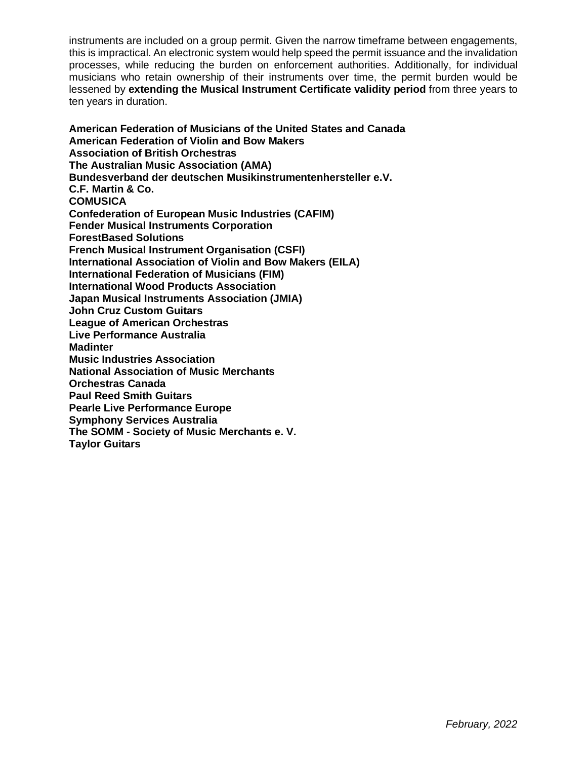instruments are included on a group permit. Given the narrow timeframe between engagements, this is impractical. An electronic system would help speed the permit issuance and the invalidation processes, while reducing the burden on enforcement authorities. Additionally, for individual musicians who retain ownership of their instruments over time, the permit burden would be lessened by **extending the Musical Instrument Certificate validity period** from three years to ten years in duration.

**American Federation of Musicians of the United States and Canada**
**American Federation of Violin and Bow Makers**
**Association of British Orchestras**
**The Australian Music Association (AMA)**
**Bundesverband der deutschen Musikinstrumentenhersteller e.V.**
**C.F. Martin & Co.**
**COMUSICA**
**Confederation of European Music Industries (CAFIM)**
**Fender Musical Instruments Corporation**
**ForestBased Solutions**
**French Musical Instrument Organisation (CSFI)**
**International Association of Violin and Bow Makers (EILA)**
**International Federation of Musicians (FIM)**
**International Wood Products Association**
**Japan Musical Instruments Association (JMIA)**
**John Cruz Custom Guitars**
**League of American Orchestras**
**Live Performance Australia**
**Madinter**
**Music Industries Association**
**National Association of Music Merchants**
**Orchestras Canada**
**Paul Reed Smith Guitars**
**Pearle Live Performance Europe**
**Symphony Services Australia**
**The SOMM - Society of Music Merchants e. V.**
**Taylor Guitars**

*February, 2022*